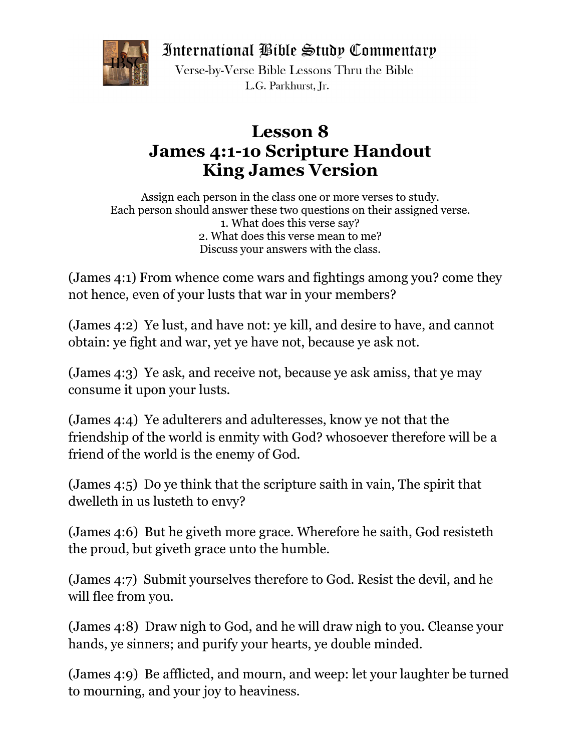International Bible Study Commentary

Verse-by-Verse Bible Lessons Thru the Bible

L.G. Parkhurst, Jr.

# Lesson 8
# James 4:1-10 Scripture Handout
# King James Version

Assign each person in the class one or more verses to study.
Each person should answer these two questions on their assigned verse.
1. What does this verse say?
2. What does this verse mean to me?
Discuss your answers with the class.

(James 4:1) From whence come wars and fightings among you? come they not hence, even of your lusts that war in your members?

(James 4:2) Ye lust, and have not: ye kill, and desire to have, and cannot obtain: ye fight and war, yet ye have not, because ye ask not.

(James 4:3) Ye ask, and receive not, because ye ask amiss, that ye may consume it upon your lusts.

(James 4:4) Ye adulterers and adulteresses, know ye not that the friendship of the world is enmity with God? whosoever therefore will be a friend of the world is the enemy of God.

(James 4:5) Do ye think that the scripture saith in vain, The spirit that dwelleth in us lusteth to envy?

(James 4:6) But he giveth more grace. Wherefore he saith, God resisteth the proud, but giveth grace unto the humble.

(James 4:7) Submit yourselves therefore to God. Resist the devil, and he will flee from you.

(James 4:8) Draw nigh to God, and he will draw nigh to you. Cleanse your hands, ye sinners; and purify your hearts, ye double minded.

(James 4:9) Be afflicted, and mourn, and weep: let your laughter be turned to mourning, and your joy to heaviness.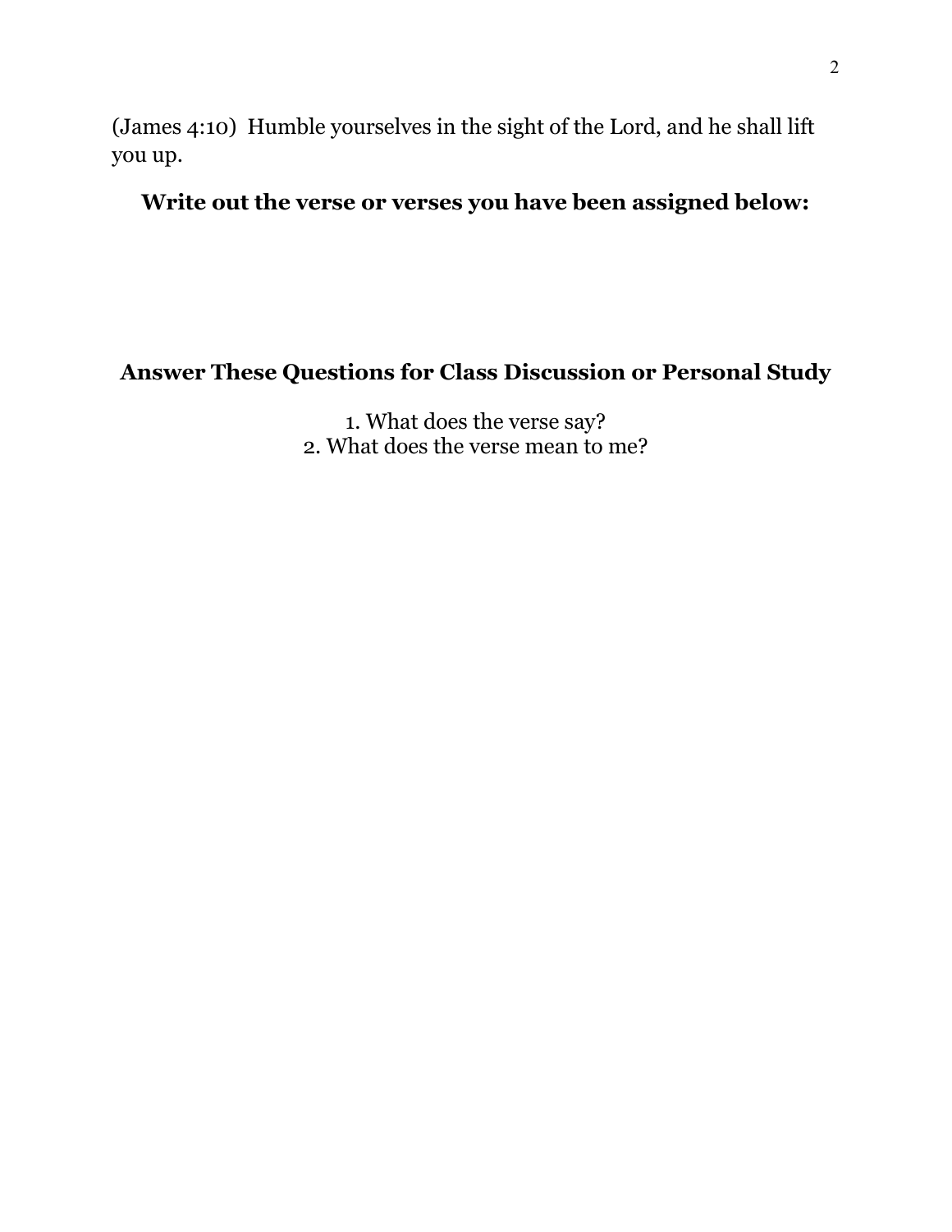(James 4:10) Humble yourselves in the sight of the Lord, and he shall lift you up.

## Write out the verse or verses you have been assigned below:

## Answer These Questions for Class Discussion or Personal Study

1. What does the verse say?
2. What does the verse mean to me?